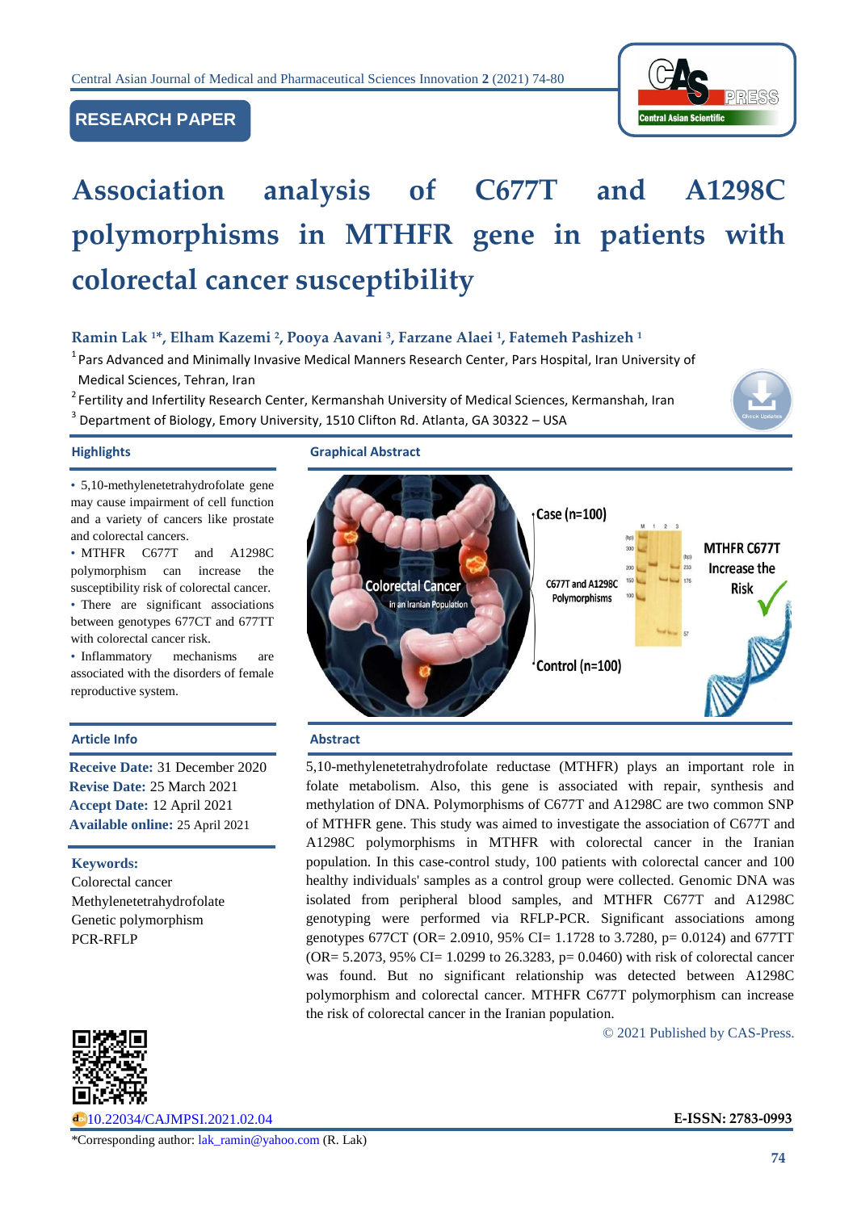RESEARCH PAPER

# Association analysis of C677T and A1298C polymorphisms in MTHFR gene in patients with colorectal cancer susceptibility

**Ramin Lak [1]*, Elham Kazemi [2], Pooya Aavani [3], Farzane Alaei [1], Fatemeh Pashizeh [1]**

[1] Pars Advanced and Minimally Invasive Medical Manners Research Center, Pars Hospital, Iran University of Medical Sciences, Tehran, Iran

[2] Fertility and Infertility Research Center, Kermanshah University of Medical Sciences, Kermanshah, Iran

[3] Department of Biology, Emory University, 1510 Clifton Rd. Atlanta, GA 30322 – USA

## Highlights

- 5,10-methylenetetrahydrofolate gene may cause impairment of cell function and a variety of cancers like prostate and colorectal cancers.
- MTHFR C677T and A1298C polymorphism can increase the susceptibility risk of colorectal cancer.
- There are significant associations between genotypes 677CT and 677TT with colorectal cancer risk.
- Inflammatory mechanisms are associated with the disorders of female reproductive system.

## Graphical Abstract

## Article Info

**Receive Date:** 31 December 2020
**Revise Date:** 25 March 2021
**Accept Date:** 12 April 2021
**Available online:** 25 April 2021

**Keywords:**
Colorectal cancer
Methylenetetrahydrofolate
Genetic polymorphism
PCR-RFLP

## Abstract

5,10-methylenetetrahydrofolate reductase (MTHFR) plays an important role in folate metabolism. Also, this gene is associated with repair, synthesis and methylation of DNA. Polymorphisms of C677T and A1298C are two common SNP of MTHFR gene. This study was aimed to investigate the association of C677T and A1298C polymorphisms in MTHFR with colorectal cancer in the Iranian population. In this case-control study, 100 patients with colorectal cancer and 100 healthy individuals' samples as a control group were collected. Genomic DNA was isolated from peripheral blood samples, and MTHFR C677T and A1298C genotyping were performed via RFLP-PCR. Significant associations among genotypes 677CT (OR= 2.0910, 95% CI= 1.1728 to 3.7280, p= 0.0124) and 677TT (OR= 5.2073, 95% CI= 1.0299 to 26.3283, p= 0.0460) with risk of colorectal cancer was found. But no significant relationship was detected between A1298C polymorphism and colorectal cancer. MTHFR C677T polymorphism can increase the risk of colorectal cancer in the Iranian population.

© 2021 Published by CAS-Press.

10.22034/CAJMPSI.2021.02.04

**E-ISSN: 2783-0993**

*Corresponding author: lak_ramin@yahoo.com (R. Lak)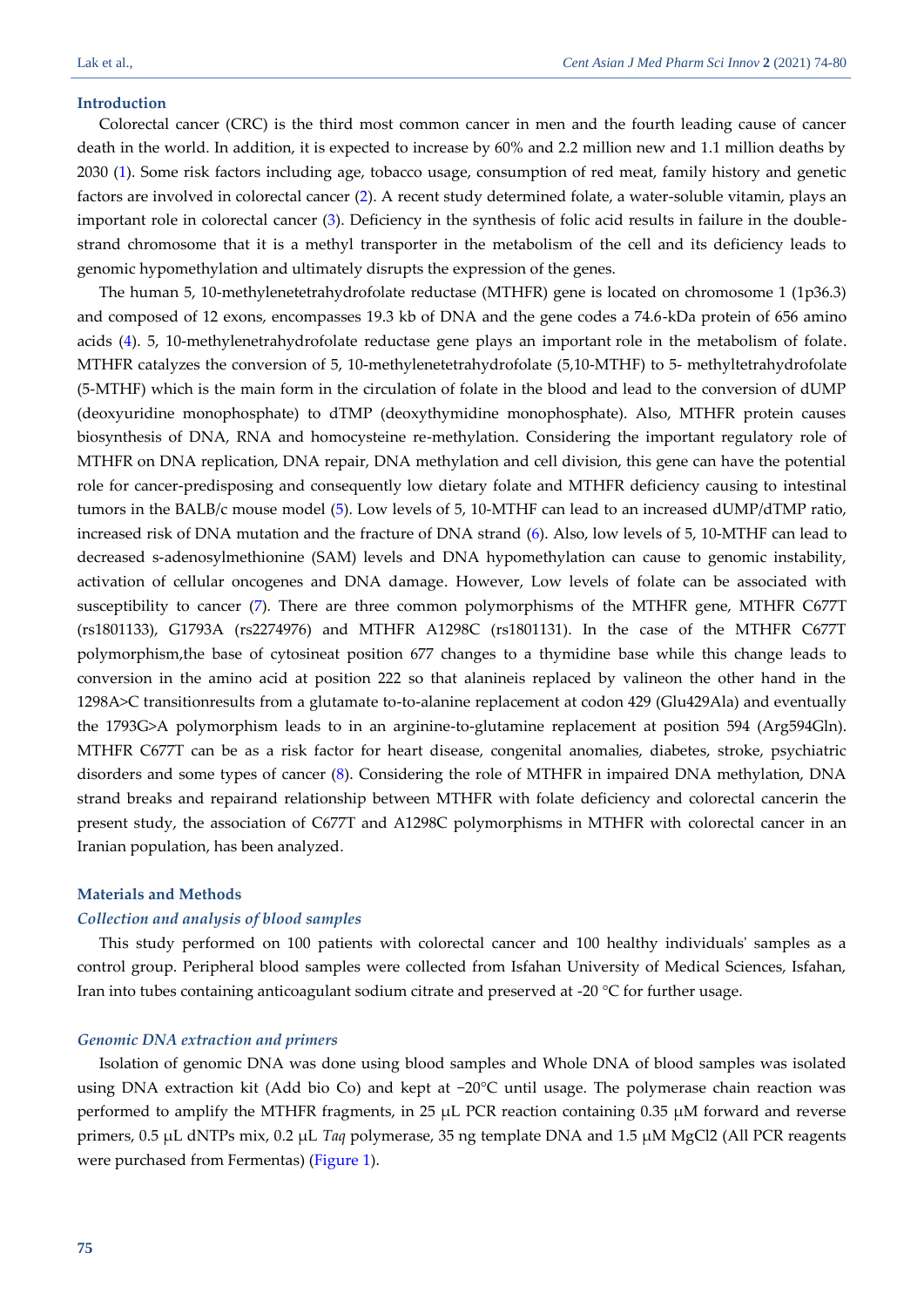## Introduction

Colorectal cancer (CRC) is the third most common cancer in men and the fourth leading cause of cancer death in the world. In addition, it is expected to increase by 60% and 2.2 million new and 1.1 million deaths by 2030 (1). Some risk factors including age, tobacco usage, consumption of red meat, family history and genetic factors are involved in colorectal cancer (2). A recent study determined folate, a water-soluble vitamin, plays an important role in colorectal cancer (3). Deficiency in the synthesis of folic acid results in failure in the double-strand chromosome that it is a methyl transporter in the metabolism of the cell and its deficiency leads to genomic hypomethylation and ultimately disrupts the expression of the genes.

The human 5, 10-methylenetetrahydrofolate reductase (MTHFR) gene is located on chromosome 1 (1p36.3) and composed of 12 exons, encompasses 19.3 kb of DNA and the gene codes a 74.6-kDa protein of 656 amino acids (4). 5, 10-methylenetrahydrofolate reductase gene plays an important role in the metabolism of folate. MTHFR catalyzes the conversion of 5, 10-methylenetetrahydrofolate (5,10-MTHF) to 5- methyltetrahydrofolate (5-MTHF) which is the main form in the circulation of folate in the blood and lead to the conversion of dUMP (deoxyuridine monophosphate) to dTMP (deoxythymidine monophosphate). Also, MTHFR protein causes biosynthesis of DNA, RNA and homocysteine re-methylation. Considering the important regulatory role of MTHFR on DNA replication, DNA repair, DNA methylation and cell division, this gene can have the potential role for cancer-predisposing and consequently low dietary folate and MTHFR deficiency causing to intestinal tumors in the BALB/c mouse model (5). Low levels of 5, 10-MTHF can lead to an increased dUMP/dTMP ratio, increased risk of DNA mutation and the fracture of DNA strand (6). Also, low levels of 5, 10-MTHF can lead to decreased s-adenosylmethionine (SAM) levels and DNA hypomethylation can cause to genomic instability, activation of cellular oncogenes and DNA damage. However, Low levels of folate can be associated with susceptibility to cancer (7). There are three common polymorphisms of the MTHFR gene, MTHFR C677T (rs1801133), G1793A (rs2274976) and MTHFR A1298C (rs1801131). In the case of the MTHFR C677T polymorphism,the base of cytosineat position 677 changes to a thymidine base while this change leads to conversion in the amino acid at position 222 so that alanineis replaced by valineon the other hand in the 1298A>C transitionresults from a glutamate to-to-alanine replacement at codon 429 (Glu429Ala) and eventually the 1793G>A polymorphism leads to in an arginine-to-glutamine replacement at position 594 (Arg594Gln). MTHFR C677T can be as a risk factor for heart disease, congenital anomalies, diabetes, stroke, psychiatric disorders and some types of cancer (8). Considering the role of MTHFR in impaired DNA methylation, DNA strand breaks and repairand relationship between MTHFR with folate deficiency and colorectal cancerin the present study, the association of C677T and A1298C polymorphisms in MTHFR with colorectal cancer in an Iranian population, has been analyzed.

## Materials and Methods

### *Collection and analysis of blood samples*

This study performed on 100 patients with colorectal cancer and 100 healthy individuals' samples as a control group. Peripheral blood samples were collected from Isfahan University of Medical Sciences, Isfahan, Iran into tubes containing anticoagulant sodium citrate and preserved at -20 °C for further usage.

### *Genomic DNA extraction and primers*

Isolation of genomic DNA was done using blood samples and Whole DNA of blood samples was isolated using DNA extraction kit (Add bio Co) and kept at −20°C until usage. The polymerase chain reaction was performed to amplify the MTHFR fragments, in 25 μL PCR reaction containing 0.35 μM forward and reverse primers, 0.5 μL dNTPs mix, 0.2 μL *Taq* polymerase, 35 ng template DNA and 1.5 μM $MgCl_2$ (All PCR reagents were purchased from Fermentas) (Figure 1).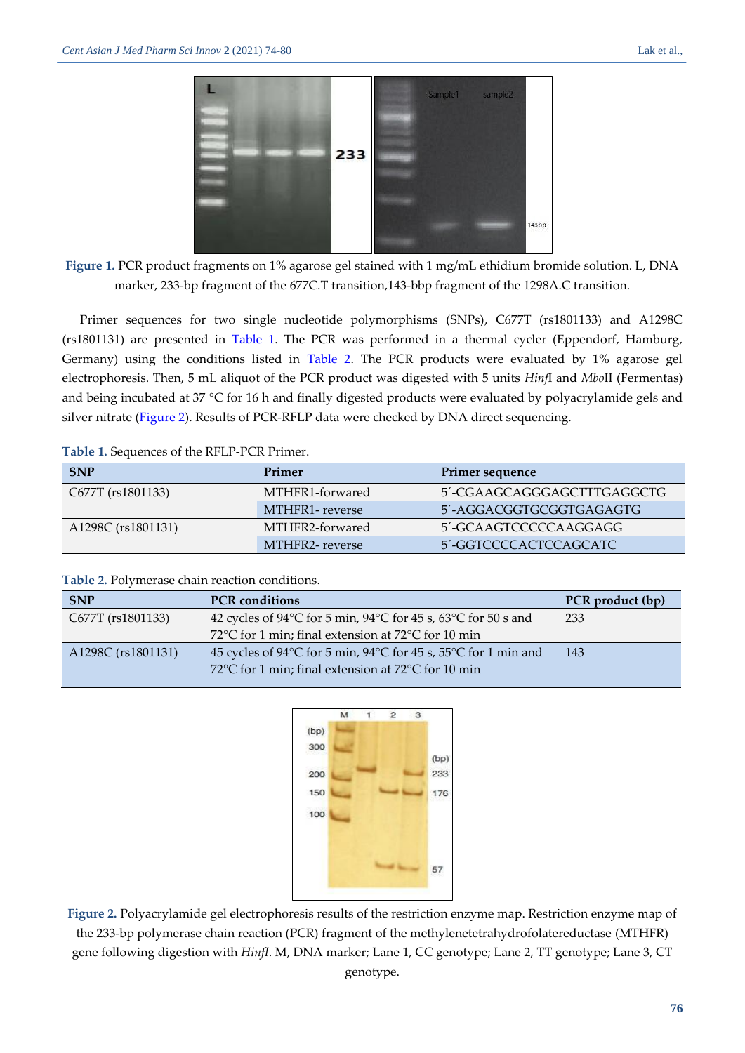Figure 1. PCR product fragments on 1% agarose gel stained with 1 mg/mL ethidium bromide solution. L, DNA marker, 233-bp fragment of the 677C.T transition,143-bbp fragment of the 1298A.C transition.

Primer sequences for two single nucleotide polymorphisms (SNPs), C677T (rs1801133) and A1298C (rs1801131) are presented in Table 1. The PCR was performed in a thermal cycler (Eppendorf, Hamburg, Germany) using the conditions listed in Table 2. The PCR products were evaluated by 1% agarose gel electrophoresis. Then, 5 mL aliquot of the PCR product was digested with 5 units *Hinf*I and *Mbo*II (Fermentas) and being incubated at 37 °C for 16 h and finally digested products were evaluated by polyacrylamide gels and silver nitrate (Figure 2). Results of PCR-RFLP data were checked by DNA direct sequencing.

Table 1. Sequences of the RFLP-PCR Primer.

| SNP | Primer | Primer sequence |
|---|---|---|
| C677T (rs1801133) | MTHFR1-forward | 5′-CGAAGCAGGGAGCTTTGAGGCTG |
| | MTHFR1- reverse | 5′-AGGACGGTGCGGTGAGAGTG |
| A1298C (rs1801131) | MTHFR2-forward | 5′-GCAAGTCCCCCAAGGAGG |
| | MTHFR2- reverse | 5′-GGTCCCCACTCCAGCATC |

Table 2. Polymerase chain reaction conditions.

| SNP | PCR conditions | PCR product (bp) |
|---|---|---|
| C677T (rs1801133) | 42 cycles of 94°C for 5 min, 94°C for 45 s, 63°C for 50 s and 72°C for 1 min; final extension at 72°C for 10 min | 233 |
| A1298C (rs1801131) | 45 cycles of 94°C for 5 min, 94°C for 45 s, 55°C for 1 min and 72°C for 1 min; final extension at 72°C for 10 min | 143 |

Figure 2. Polyacrylamide gel electrophoresis results of the restriction enzyme map. Restriction enzyme map of the 233-bp polymerase chain reaction (PCR) fragment of the methylenetetrahydrofolatereductase (MTHFR) gene following digestion with *Hinf*I. M, DNA marker; Lane 1, CC genotype; Lane 2, TT genotype; Lane 3, CT genotype.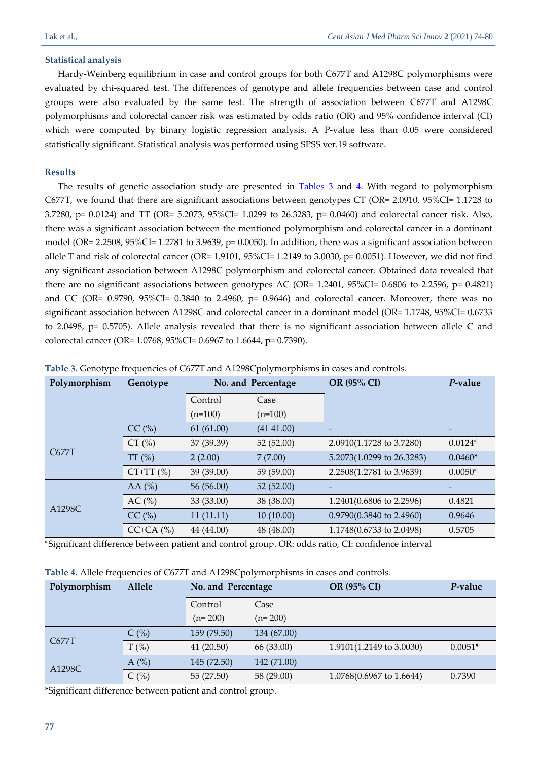### Statistical analysis

Hardy-Weinberg equilibrium in case and control groups for both C677T and A1298C polymorphisms were evaluated by chi-squared test. The differences of genotype and allele frequencies between case and control groups were also evaluated by the same test. The strength of association between C677T and A1298C polymorphisms and colorectal cancer risk was estimated by odds ratio (OR) and 95% confidence interval (CI) which were computed by binary logistic regression analysis. A P-value less than 0.05 were considered statistically significant. Statistical analysis was performed using SPSS ver.19 software.

### Results

The results of genetic association study are presented in Tables 3 and 4. With regard to polymorphism C677T, we found that there are significant associations between genotypes CT (OR= 2.0910, 95%CI= 1.1728 to 3.7280, p= 0.0124) and TT (OR= 5.2073, 95%CI= 1.0299 to 26.3283, p= 0.0460) and colorectal cancer risk. Also, there was a significant association between the mentioned polymorphism and colorectal cancer in a dominant model (OR= 2.2508, 95%CI= 1.2781 to 3.9639, p= 0.0050). In addition, there was a significant association between allele T and risk of colorectal cancer (OR= 1.9101, 95%CI= 1.2149 to 3.0030, p= 0.0051). However, we did not find any significant association between A1298C polymorphism and colorectal cancer. Obtained data revealed that there are no significant associations between genotypes AC (OR= 1.2401, 95%CI= 0.6806 to 2.2596, p= 0.4821) and CC (OR= 0.9790, 95%CI= 0.3840 to 2.4960, p= 0.9646) and colorectal cancer. Moreover, there was no significant association between A1298C and colorectal cancer in a dominant model (OR= 1.1748, 95%CI= 0.6733 to 2.0498, p= 0.5705). Allele analysis revealed that there is no significant association between allele C and colorectal cancer (OR= 1.0768, 95%CI= 0.6967 to 1.6644, p= 0.7390).

**Table 3.** Genotype frequencies of C677T and A1298Cpolymorphisms in cases and controls.

| Polymorphism | Genotype | No. and Percentage | | OR (95% CI) | *P*-value |
|---|---|---|---|---|---|
| | | Control (n=100) | Case (n=100) | | |
| C677T | CC (%) | 61 (61.00) | (41 41.00) | - | - |
| | CT (%) | 37 (39.39) | 52 (52.00) | 2.0910(1.1728 to 3.7280) | 0.0124* |
| | TT (%) | 2 (2.00) | 7 (7.00) | 5.2073(1.0299 to 26.3283) | 0.0460* |
| | CT+TT (%) | 39 (39.00) | 59 (59.00) | 2.2508(1.2781 to 3.9639) | 0.0050* |
| A1298C | AA (%) | 56 (56.00) | 52 (52.00) | - | - |
| | AC (%) | 33 (33.00) | 38 (38.00) | 1.2401(0.6806 to 2.2596) | 0.4821 |
| | CC (%) | 11 (11.11) | 10 (10.00) | 0.9790(0.3840 to 2.4960) | 0.9646 |
| | CC+CA (%) | 44 (44.00) | 48 (48.00) | 1.1748(0.6733 to 2.0498) | 0.5705 |

*Significant difference between patient and control group. OR: odds ratio, CI: confidence interval

**Table 4.** Allele frequencies of C677T and A1298Cpolymorphisms in cases and controls.

| Polymorphism | Allele | No. and Percentage | | OR (95% CI) | *P*-value |
|---|---|---|---|---|---|
| | | Control (n= 200) | Case (n= 200) | | |
| C677T | C (%) | 159 (79.50) | 134 (67.00) | | |
| | T (%) | 41 (20.50) | 66 (33.00) | 1.9101(1.2149 to 3.0030) | 0.0051* |
| A1298C | A (%) | 145 (72.50) | 142 (71.00) | | |
| | C (%) | 55 (27.50) | 58 (29.00) | 1.0768(0.6967 to 1.6644) | 0.7390 |

*Significant difference between patient and control group.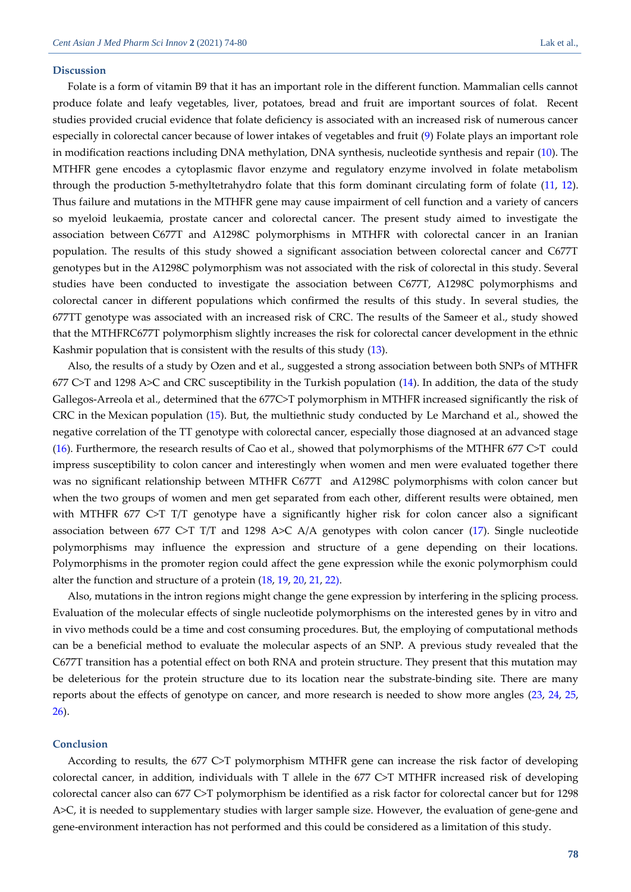## Discussion

Folate is a form of vitamin B9 that it has an important role in the different function. Mammalian cells cannot produce folate and leafy vegetables, liver, potatoes, bread and fruit are important sources of folat. Recent studies provided crucial evidence that folate deficiency is associated with an increased risk of numerous cancer especially in colorectal cancer because of lower intakes of vegetables and fruit (9) Folate plays an important role in modification reactions including DNA methylation, DNA synthesis, nucleotide synthesis and repair (10). The MTHFR gene encodes a cytoplasmic flavor enzyme and regulatory enzyme involved in folate metabolism through the production 5-methyltetrahydro folate that this form dominant circulating form of folate (11, 12). Thus failure and mutations in the MTHFR gene may cause impairment of cell function and a variety of cancers so myeloid leukaemia, prostate cancer and colorectal cancer. The present study aimed to investigate the association between C677T and A1298C polymorphisms in MTHFR with colorectal cancer in an Iranian population. The results of this study showed a significant association between colorectal cancer and C677T genotypes but in the A1298C polymorphism was not associated with the risk of colorectal in this study. Several studies have been conducted to investigate the association between C677T, A1298C polymorphisms and colorectal cancer in different populations which confirmed the results of this study. In several studies, the 677TT genotype was associated with an increased risk of CRC. The results of the Sameer et al., study showed that the MTHFRC677T polymorphism slightly increases the risk for colorectal cancer development in the ethnic Kashmir population that is consistent with the results of this study (13).

Also, the results of a study by Ozen and et al., suggested a strong association between both SNPs of MTHFR 677 C>T and 1298 A>C and CRC susceptibility in the Turkish population (14). In addition, the data of the study Gallegos-Arreola et al., determined that the 677C>T polymorphism in MTHFR increased significantly the risk of CRC in the Mexican population (15). But, the multiethnic study conducted by Le Marchand et al., showed the negative correlation of the TT genotype with colorectal cancer, especially those diagnosed at an advanced stage (16). Furthermore, the research results of Cao et al., showed that polymorphisms of the MTHFR 677 C>T could impress susceptibility to colon cancer and interestingly when women and men were evaluated together there was no significant relationship between MTHFR C677T and A1298C polymorphisms with colon cancer but when the two groups of women and men get separated from each other, different results were obtained, men with MTHFR 677 C>T T/T genotype have a significantly higher risk for colon cancer also a significant association between 677 C>T T/T and 1298 A>C A/A genotypes with colon cancer (17). Single nucleotide polymorphisms may influence the expression and structure of a gene depending on their locations. Polymorphisms in the promoter region could affect the gene expression while the exonic polymorphism could alter the function and structure of a protein (18, 19, 20, 21, 22).

Also, mutations in the intron regions might change the gene expression by interfering in the splicing process. Evaluation of the molecular effects of single nucleotide polymorphisms on the interested genes by in vitro and in vivo methods could be a time and cost consuming procedures. But, the employing of computational methods can be a beneficial method to evaluate the molecular aspects of an SNP. A previous study revealed that the C677T transition has a potential effect on both RNA and protein structure. They present that this mutation may be deleterious for the protein structure due to its location near the substrate-binding site. There are many reports about the effects of genotype on cancer, and more research is needed to show more angles (23, 24, 25, 26).

## Conclusion

According to results, the 677 C>T polymorphism MTHFR gene can increase the risk factor of developing colorectal cancer, in addition, individuals with T allele in the 677 C>T MTHFR increased risk of developing colorectal cancer also can 677 C>T polymorphism be identified as a risk factor for colorectal cancer but for 1298 A>C, it is needed to supplementary studies with larger sample size. However, the evaluation of gene-gene and gene-environment interaction has not performed and this could be considered as a limitation of this study.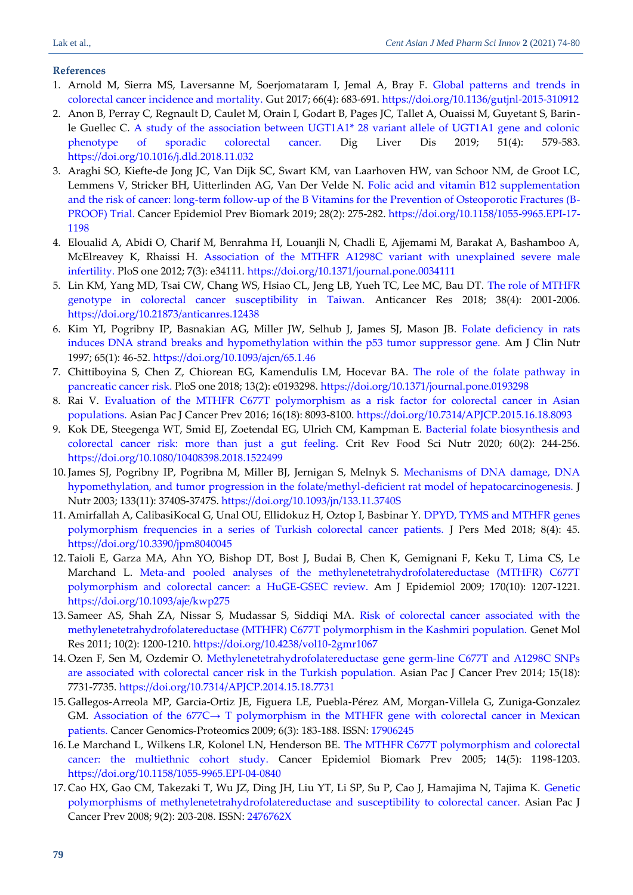## References

1. Arnold M, Sierra MS, Laversanne M, Soerjomataram I, Jemal A, Bray F. Global patterns and trends in colorectal cancer incidence and mortality. Gut 2017; 66(4): 683-691. https://doi.org/10.1136/gutjnl-2015-310912
2. Anon B, Perray C, Regnault D, Caulet M, Orain I, Godart B, Pages JC, Tallet A, Ouaissi M, Guyetant S, Barin-le Guellec C. A study of the association between UGT1A1* 28 variant allele of UGT1A1 gene and colonic phenotype of sporadic colorectal cancer. Dig Liver Dis 2019; 51(4): 579-583. https://doi.org/10.1016/j.dld.2018.11.032
3. Araghi SO, Kiefte-de Jong JC, Van Dijk SC, Swart KM, van Laarhoven HW, van Schoor NM, de Groot LC, Lemmens V, Stricker BH, Uitterlinden AG, Van Der Velde N. Folic acid and vitamin B12 supplementation and the risk of cancer: long-term follow-up of the B Vitamins for the Prevention of Osteoporotic Fractures (B-PROOF) Trial. Cancer Epidemiol Prev Biomark 2019; 28(2): 275-282. https://doi.org/10.1158/1055-9965.EPI-17-1198
4. Eloualid A, Abidi O, Charif M, Benrahma H, Louanjli N, Chadli E, Ajjemami M, Barakat A, Bashamboo A, McElreavey K, Rhaissi H. Association of the MTHFR A1298C variant with unexplained severe male infertility. PloS one 2012; 7(3): e34111. https://doi.org/10.1371/journal.pone.0034111
5. Lin KM, Yang MD, Tsai CW, Chang WS, Hsiao CL, Jeng LB, Yueh TC, Lee MC, Bau DT. The role of MTHFR genotype in colorectal cancer susceptibility in Taiwan. Anticancer Res 2018; 38(4): 2001-2006. https://doi.org/10.21873/anticanres.12438
6. Kim YI, Pogribny IP, Basnakian AG, Miller JW, Selhub J, James SJ, Mason JB. Folate deficiency in rats induces DNA strand breaks and hypomethylation within the p53 tumor suppressor gene. Am J Clin Nutr 1997; 65(1): 46-52. https://doi.org/10.1093/ajcn/65.1.46
7. Chittiboyina S, Chen Z, Chiorean EG, Kamendulis LM, Hocevar BA. The role of the folate pathway in pancreatic cancer risk. PloS one 2018; 13(2): e0193298. https://doi.org/10.1371/journal.pone.0193298
8. Rai V. Evaluation of the MTHFR C677T polymorphism as a risk factor for colorectal cancer in Asian populations. Asian Pac J Cancer Prev 2016; 16(18): 8093-8100. https://doi.org/10.7314/APJCP.2015.16.18.8093
9. Kok DE, Steegenga WT, Smid EJ, Zoetendal EG, Ulrich CM, Kampman E. Bacterial folate biosynthesis and colorectal cancer risk: more than just a gut feeling. Crit Rev Food Sci Nutr 2020; 60(2): 244-256. https://doi.org/10.1080/10408398.2018.1522499
10. James SJ, Pogribny IP, Pogribna M, Miller BJ, Jernigan S, Melnyk S. Mechanisms of DNA damage, DNA hypomethylation, and tumor progression in the folate/methyl-deficient rat model of hepatocarcinogenesis. J Nutr 2003; 133(11): 3740S-3747S. https://doi.org/10.1093/jn/133.11.3740S
11. Amirfallah A, CalibasiKocal G, Unal OU, Ellidokuz H, Oztop I, Basbinar Y. DPYD, TYMS and MTHFR genes polymorphism frequencies in a series of Turkish colorectal cancer patients. J Pers Med 2018; 8(4): 45. https://doi.org/10.3390/jpm8040045
12. Taioli E, Garza MA, Ahn YO, Bishop DT, Bost J, Budai B, Chen K, Gemignani F, Keku T, Lima CS, Le Marchand L. Meta-and pooled analyses of the methylenetetrahydrofolatereductase (MTHFR) C677T polymorphism and colorectal cancer: a HuGE-GSEC review. Am J Epidemiol 2009; 170(10): 1207-1221. https://doi.org/10.1093/aje/kwp275
13. Sameer AS, Shah ZA, Nissar S, Mudassar S, Siddiqi MA. Risk of colorectal cancer associated with the methylenetetrahydrofolatereductase (MTHFR) C677T polymorphism in the Kashmiri population. Genet Mol Res 2011; 10(2): 1200-1210. https://doi.org/10.4238/vol10-2gmr1067
14. Ozen F, Sen M, Ozdemir O. Methylenetetrahydrofolatereductase gene germ-line C677T and A1298C SNPs are associated with colorectal cancer risk in the Turkish population. Asian Pac J Cancer Prev 2014; 15(18): 7731-7735. https://doi.org/10.7314/APJCP.2014.15.18.7731
15. Gallegos-Arreola MP, Garcia-Ortiz JE, Figuera LE, Puebla-Pérez AM, Morgan-Villela G, Zuniga-Gonzalez GM. Association of the 677C→ T polymorphism in the MTHFR gene with colorectal cancer in Mexican patients. Cancer Genomics-Proteomics 2009; 6(3): 183-188. ISSN: 17906245
16. Le Marchand L, Wilkens LR, Kolonel LN, Henderson BE. The MTHFR C677T polymorphism and colorectal cancer: the multiethnic cohort study. Cancer Epidemiol Biomark Prev 2005; 14(5): 1198-1203. https://doi.org/10.1158/1055-9965.EPI-04-0840
17. Cao HX, Gao CM, Takezaki T, Wu JZ, Ding JH, Liu YT, Li SP, Su P, Cao J, Hamajima N, Tajima K. Genetic polymorphisms of methylenetetrahydrofolatereductase and susceptibility to colorectal cancer. Asian Pac J Cancer Prev 2008; 9(2): 203-208. ISSN: 2476762X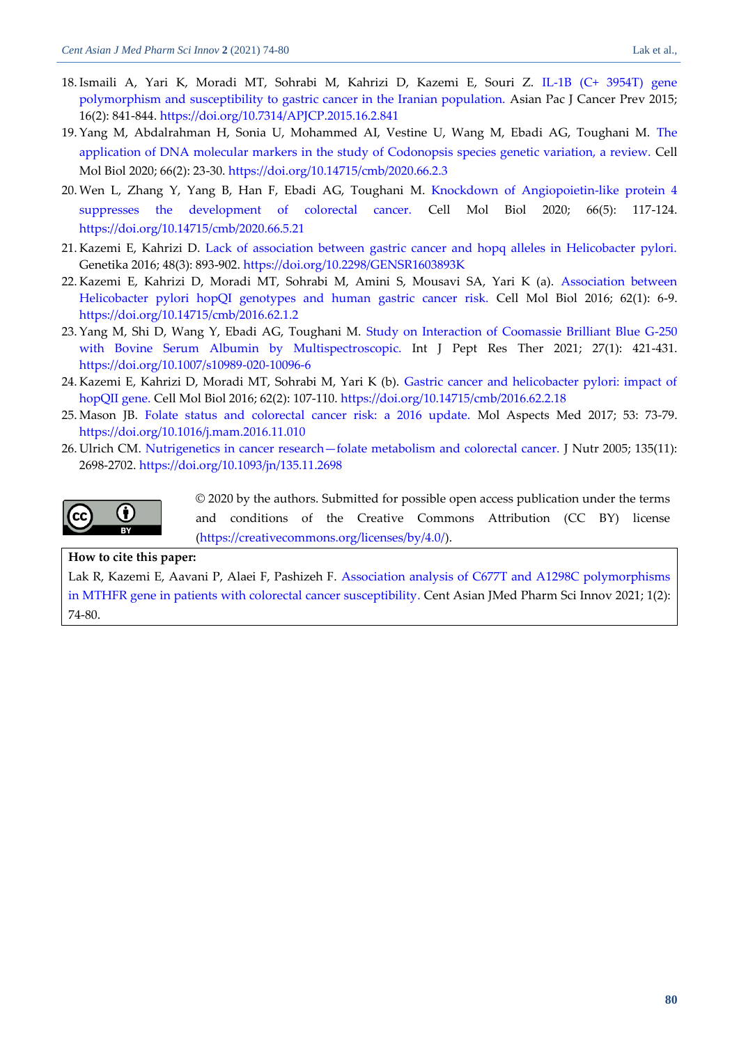18. Ismaili A, Yari K, Moradi MT, Sohrabi M, Kahrizi D, Kazemi E, Souri Z. IL-1B (C+ 3954T) gene polymorphism and susceptibility to gastric cancer in the Iranian population. Asian Pac J Cancer Prev 2015; 16(2): 841-844. https://doi.org/10.7314/APJCP.2015.16.2.841
19. Yang M, Abdalrahman H, Sonia U, Mohammed AI, Vestine U, Wang M, Ebadi AG, Toughani M. The application of DNA molecular markers in the study of Codonopsis species genetic variation, a review. Cell Mol Biol 2020; 66(2): 23-30. https://doi.org/10.14715/cmb/2020.66.2.3
20. Wen L, Zhang Y, Yang B, Han F, Ebadi AG, Toughani M. Knockdown of Angiopoietin-like protein 4 suppresses the development of colorectal cancer. Cell Mol Biol 2020; 66(5): 117-124. https://doi.org/10.14715/cmb/2020.66.5.21
21. Kazemi E, Kahrizi D. Lack of association between gastric cancer and hopq alleles in Helicobacter pylori. Genetika 2016; 48(3): 893-902. https://doi.org/10.2298/GENSR1603893K
22. Kazemi E, Kahrizi D, Moradi MT, Sohrabi M, Amini S, Mousavi SA, Yari K (a). Association between Helicobacter pylori hopQI genotypes and human gastric cancer risk. Cell Mol Biol 2016; 62(1): 6-9. https://doi.org/10.14715/cmb/2016.62.1.2
23. Yang M, Shi D, Wang Y, Ebadi AG, Toughani M. Study on Interaction of Coomassie Brilliant Blue G-250 with Bovine Serum Albumin by Multispectroscopic. Int J Pept Res Ther 2021; 27(1): 421-431. https://doi.org/10.1007/s10989-020-10096-6
24. Kazemi E, Kahrizi D, Moradi MT, Sohrabi M, Yari K (b). Gastric cancer and helicobacter pylori: impact of hopQII gene. Cell Mol Biol 2016; 62(2): 107-110. https://doi.org/10.14715/cmb/2016.62.2.18
25. Mason JB. Folate status and colorectal cancer risk: a 2016 update. Mol Aspects Med 2017; 53: 73-79. https://doi.org/10.1016/j.mam.2016.11.010
26. Ulrich CM. Nutrigenetics in cancer research—folate metabolism and colorectal cancer. J Nutr 2005; 135(11): 2698-2702. https://doi.org/10.1093/jn/135.11.2698

© 2020 by the authors. Submitted for possible open access publication under the terms and conditions of the Creative Commons Attribution (CC BY) license (https://creativecommons.org/licenses/by/4.0/).

**How to cite this paper:**

Lak R, Kazemi E, Aavani P, Alaei F, Pashizeh F. Association analysis of C677T and A1298C polymorphisms in MTHFR gene in patients with colorectal cancer susceptibility. Cent Asian JMed Pharm Sci Innov 2021; 1(2): 74-80.